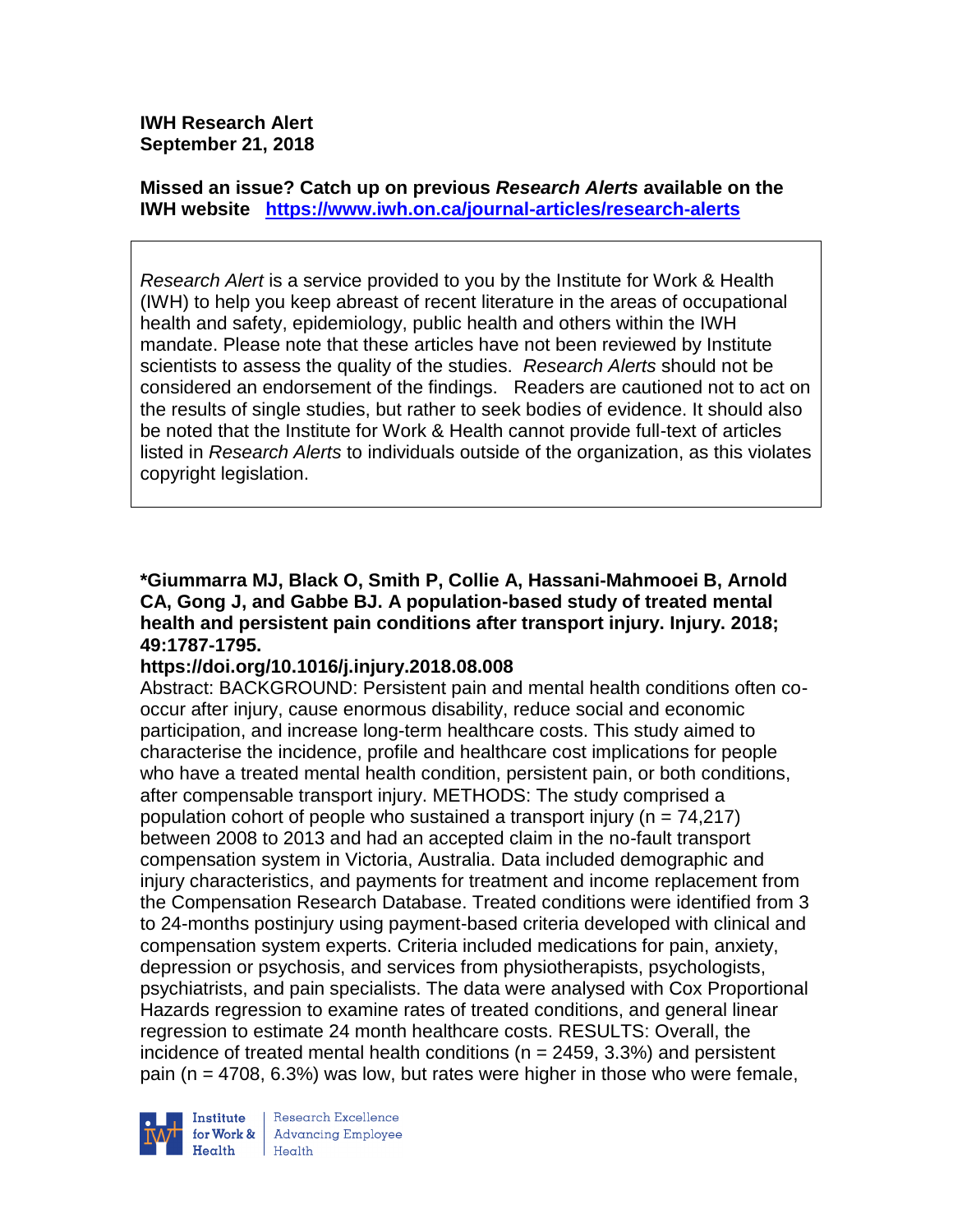**IWH Research Alert**
**September 21, 2018**

**Missed an issue? Catch up on previous *Research Alerts* available on the IWH website** [**https://www.iwh.on.ca/journal-articles/research-alerts**](https://www.iwh.on.ca/journal-articles/research-alerts)

*Research Alert* is a service provided to you by the Institute for Work & Health (IWH) to help you keep abreast of recent literature in the areas of occupational health and safety, epidemiology, public health and others within the IWH mandate. Please note that these articles have not been reviewed by Institute scientists to assess the quality of the studies. *Research Alerts* should not be considered an endorsement of the findings. Readers are cautioned not to act on the results of single studies, but rather to seek bodies of evidence. It should also be noted that the Institute for Work & Health cannot provide full-text of articles listed in *Research Alerts* to individuals outside of the organization, as this violates copyright legislation.

**\*Giummarra MJ, Black O, Smith P, Collie A, Hassani-Mahmooei B, Arnold CA, Gong J, and Gabbe BJ. A population-based study of treated mental health and persistent pain conditions after transport injury. Injury. 2018; 49:1787-1795.**
**https://doi.org/10.1016/j.injury.2018.08.008**

Abstract: BACKGROUND: Persistent pain and mental health conditions often co-occur after injury, cause enormous disability, reduce social and economic participation, and increase long-term healthcare costs. This study aimed to characterise the incidence, profile and healthcare cost implications for people who have a treated mental health condition, persistent pain, or both conditions, after compensable transport injury. METHODS: The study comprised a population cohort of people who sustained a transport injury (n = 74,217) between 2008 to 2013 and had an accepted claim in the no-fault transport compensation system in Victoria, Australia. Data included demographic and injury characteristics, and payments for treatment and income replacement from the Compensation Research Database. Treated conditions were identified from 3 to 24-months postinjury using payment-based criteria developed with clinical and compensation system experts. Criteria included medications for pain, anxiety, depression or psychosis, and services from physiotherapists, psychologists, psychiatrists, and pain specialists. The data were analysed with Cox Proportional Hazards regression to examine rates of treated conditions, and general linear regression to estimate 24 month healthcare costs. RESULTS: Overall, the incidence of treated mental health conditions (n = 2459, 3.3%) and persistent pain (n = 4708, 6.3%) was low, but rates were higher in those who were female,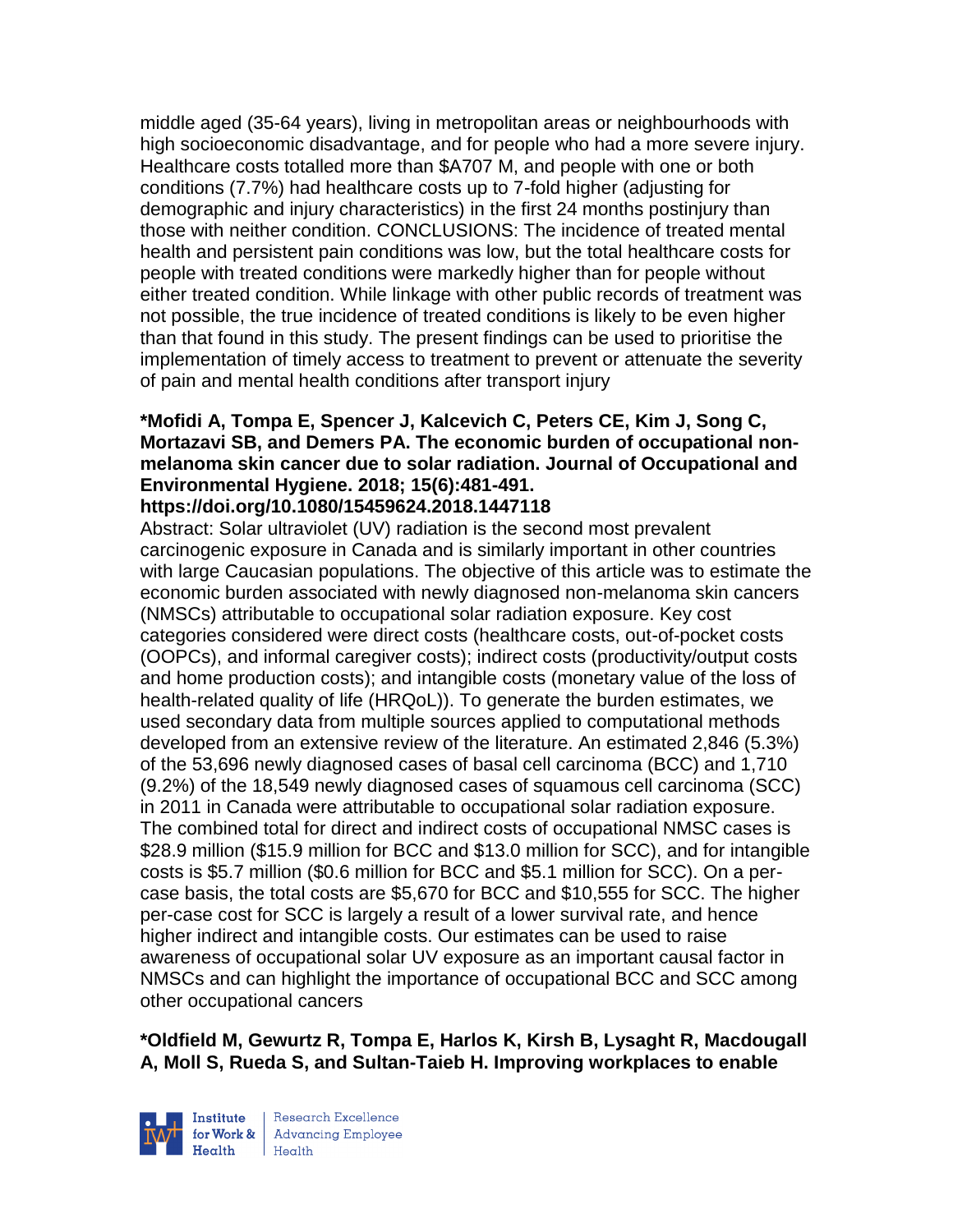middle aged (35-64 years), living in metropolitan areas or neighbourhoods with high socioeconomic disadvantage, and for people who had a more severe injury. Healthcare costs totalled more than $A707 M, and people with one or both conditions (7.7%) had healthcare costs up to 7-fold higher (adjusting for demographic and injury characteristics) in the first 24 months postinjury than those with neither condition. CONCLUSIONS: The incidence of treated mental health and persistent pain conditions was low, but the total healthcare costs for people with treated conditions were markedly higher than for people without either treated condition. While linkage with other public records of treatment was not possible, the true incidence of treated conditions is likely to be even higher than that found in this study. The present findings can be used to prioritise the implementation of timely access to treatment to prevent or attenuate the severity of pain and mental health conditions after transport injury

**\*Mofidi A, Tompa E, Spencer J, Kalcevich C, Peters CE, Kim J, Song C, Mortazavi SB, and Demers PA. The economic burden of occupational non-melanoma skin cancer due to solar radiation. Journal of Occupational and Environmental Hygiene. 2018; 15(6):481-491. https://doi.org/10.1080/15459624.2018.1447118**

Abstract: Solar ultraviolet (UV) radiation is the second most prevalent carcinogenic exposure in Canada and is similarly important in other countries with large Caucasian populations. The objective of this article was to estimate the economic burden associated with newly diagnosed non-melanoma skin cancers (NMSCs) attributable to occupational solar radiation exposure. Key cost categories considered were direct costs (healthcare costs, out-of-pocket costs (OOPCs), and informal caregiver costs); indirect costs (productivity/output costs and home production costs); and intangible costs (monetary value of the loss of health-related quality of life (HRQoL)). To generate the burden estimates, we used secondary data from multiple sources applied to computational methods developed from an extensive review of the literature. An estimated 2,846 (5.3%) of the 53,696 newly diagnosed cases of basal cell carcinoma (BCC) and 1,710 (9.2%) of the 18,549 newly diagnosed cases of squamous cell carcinoma (SCC) in 2011 in Canada were attributable to occupational solar radiation exposure. The combined total for direct and indirect costs of occupational NMSC cases is $28.9 million ($15.9 million for BCC and $13.0 million for SCC), and for intangible costs is $5.7 million ($0.6 million for BCC and $5.1 million for SCC). On a per-case basis, the total costs are $5,670 for BCC and $10,555 for SCC. The higher per-case cost for SCC is largely a result of a lower survival rate, and hence higher indirect and intangible costs. Our estimates can be used to raise awareness of occupational solar UV exposure as an important causal factor in NMSCs and can highlight the importance of occupational BCC and SCC among other occupational cancers

**\*Oldfield M, Gewurtz R, Tompa E, Harlos K, Kirsh B, Lysaght R, Macdougall A, Moll S, Rueda S, and Sultan-Taieb H. Improving workplaces to enable**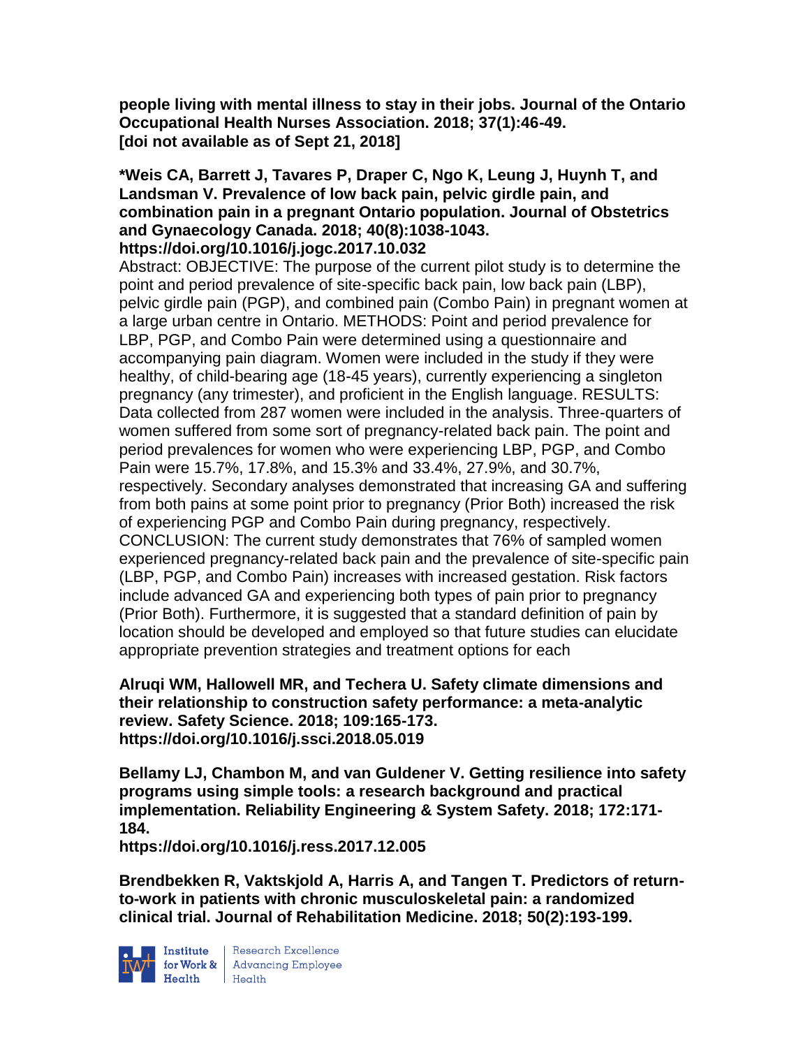**people living with mental illness to stay in their jobs. Journal of the Ontario Occupational Health Nurses Association. 2018; 37(1):46-49. [doi not available as of Sept 21, 2018]**

***Weis CA, Barrett J, Tavares P, Draper C, Ngo K, Leung J, Huynh T, and Landsman V. Prevalence of low back pain, pelvic girdle pain, and combination pain in a pregnant Ontario population. Journal of Obstetrics and Gynaecology Canada. 2018; 40(8):1038-1043. https://doi.org/10.1016/j.jogc.2017.10.032**

Abstract: OBJECTIVE: The purpose of the current pilot study is to determine the point and period prevalence of site-specific back pain, low back pain (LBP), pelvic girdle pain (PGP), and combined pain (Combo Pain) in pregnant women at a large urban centre in Ontario. METHODS: Point and period prevalence for LBP, PGP, and Combo Pain were determined using a questionnaire and accompanying pain diagram. Women were included in the study if they were healthy, of child-bearing age (18-45 years), currently experiencing a singleton pregnancy (any trimester), and proficient in the English language. RESULTS: Data collected from 287 women were included in the analysis. Three-quarters of women suffered from some sort of pregnancy-related back pain. The point and period prevalences for women who were experiencing LBP, PGP, and Combo Pain were 15.7%, 17.8%, and 15.3% and 33.4%, 27.9%, and 30.7%, respectively. Secondary analyses demonstrated that increasing GA and suffering from both pains at some point prior to pregnancy (Prior Both) increased the risk of experiencing PGP and Combo Pain during pregnancy, respectively. CONCLUSION: The current study demonstrates that 76% of sampled women experienced pregnancy-related back pain and the prevalence of site-specific pain (LBP, PGP, and Combo Pain) increases with increased gestation. Risk factors include advanced GA and experiencing both types of pain prior to pregnancy (Prior Both). Furthermore, it is suggested that a standard definition of pain by location should be developed and employed so that future studies can elucidate appropriate prevention strategies and treatment options for each

**Alruqi WM, Hallowell MR, and Techera U. Safety climate dimensions and their relationship to construction safety performance: a meta-analytic review. Safety Science. 2018; 109:165-173. https://doi.org/10.1016/j.ssci.2018.05.019**

**Bellamy LJ, Chambon M, and van Guldener V. Getting resilience into safety programs using simple tools: a research background and practical implementation. Reliability Engineering & System Safety. 2018; 172:171-184. https://doi.org/10.1016/j.ress.2017.12.005**

**Brendbekken R, Vaktskjold A, Harris A, and Tangen T. Predictors of return-to-work in patients with chronic musculoskeletal pain: a randomized clinical trial. Journal of Rehabilitation Medicine. 2018; 50(2):193-199.**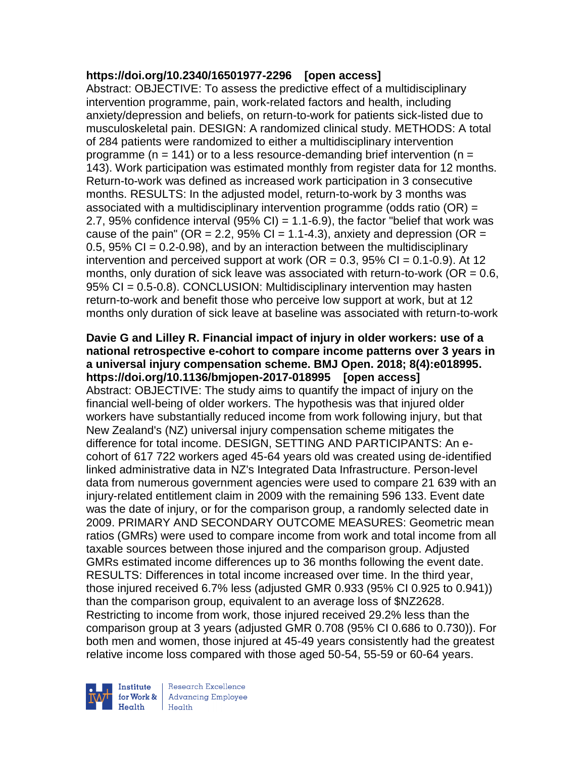**https://doi.org/10.2340/16501977-2296 [open access]**
Abstract: OBJECTIVE: To assess the predictive effect of a multidisciplinary intervention programme, pain, work-related factors and health, including anxiety/depression and beliefs, on return-to-work for patients sick-listed due to musculoskeletal pain. DESIGN: A randomized clinical study. METHODS: A total of 284 patients were randomized to either a multidisciplinary intervention programme (n = 141) or to a less resource-demanding brief intervention (n = 143). Work participation was estimated monthly from register data for 12 months. Return-to-work was defined as increased work participation in 3 consecutive months. RESULTS: In the adjusted model, return-to-work by 3 months was associated with a multidisciplinary intervention programme (odds ratio (OR) = 2.7, 95% confidence interval (95% CI) = 1.1-6.9), the factor "belief that work was cause of the pain" (OR = 2.2, 95% CI = 1.1-4.3), anxiety and depression (OR = 0.5, 95% CI = 0.2-0.98), and by an interaction between the multidisciplinary intervention and perceived support at work (OR = 0.3, 95% CI = 0.1-0.9). At 12 months, only duration of sick leave was associated with return-to-work (OR = 0.6, 95% CI = 0.5-0.8). CONCLUSION: Multidisciplinary intervention may hasten return-to-work and benefit those who perceive low support at work, but at 12 months only duration of sick leave at baseline was associated with return-to-work

**Davie G and Lilley R. Financial impact of injury in older workers: use of a national retrospective e-cohort to compare income patterns over 3 years in a universal injury compensation scheme. BMJ Open. 2018; 8(4):e018995. https://doi.org/10.1136/bmjopen-2017-018995 [open access]**
Abstract: OBJECTIVE: The study aims to quantify the impact of injury on the financial well-being of older workers. The hypothesis was that injured older workers have substantially reduced income from work following injury, but that New Zealand's (NZ) universal injury compensation scheme mitigates the difference for total income. DESIGN, SETTING AND PARTICIPANTS: An e-cohort of 617 722 workers aged 45-64 years old was created using de-identified linked administrative data in NZ's Integrated Data Infrastructure. Person-level data from numerous government agencies were used to compare 21 639 with an injury-related entitlement claim in 2009 with the remaining 596 133. Event date was the date of injury, or for the comparison group, a randomly selected date in 2009. PRIMARY AND SECONDARY OUTCOME MEASURES: Geometric mean ratios (GMRs) were used to compare income from work and total income from all taxable sources between those injured and the comparison group. Adjusted GMRs estimated income differences up to 36 months following the event date. RESULTS: Differences in total income increased over time. In the third year, those injured received 6.7% less (adjusted GMR 0.933 (95% CI 0.925 to 0.941)) than the comparison group, equivalent to an average loss of $NZ2628. Restricting to income from work, those injured received 29.2% less than the comparison group at 3 years (adjusted GMR 0.708 (95% CI 0.686 to 0.730)). For both men and women, those injured at 45-49 years consistently had the greatest relative income loss compared with those aged 50-54, 55-59 or 60-64 years.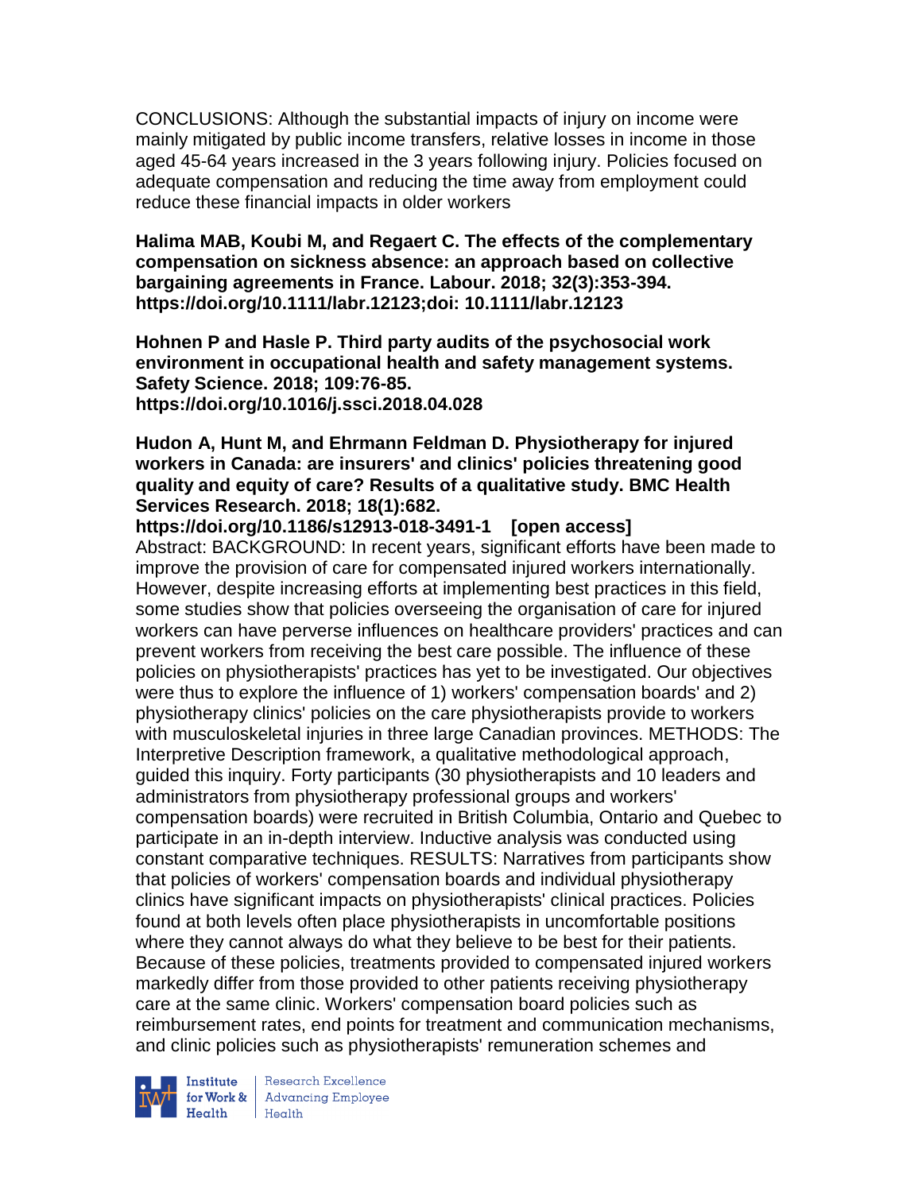CONCLUSIONS: Although the substantial impacts of injury on income were mainly mitigated by public income transfers, relative losses in income in those aged 45-64 years increased in the 3 years following injury. Policies focused on adequate compensation and reducing the time away from employment could reduce these financial impacts in older workers

**Halima MAB, Koubi M, and Regaert C. The effects of the complementary compensation on sickness absence: an approach based on collective bargaining agreements in France. Labour. 2018; 32(3):353-394. https://doi.org/10.1111/labr.12123;doi: 10.1111/labr.12123**

**Hohnen P and Hasle P. Third party audits of the psychosocial work environment in occupational health and safety management systems. Safety Science. 2018; 109:76-85. https://doi.org/10.1016/j.ssci.2018.04.028**

**Hudon A, Hunt M, and Ehrmann Feldman D. Physiotherapy for injured workers in Canada: are insurers' and clinics' policies threatening good quality and equity of care? Results of a qualitative study. BMC Health Services Research. 2018; 18(1):682. https://doi.org/10.1186/s12913-018-3491-1 [open access]**

Abstract: BACKGROUND: In recent years, significant efforts have been made to improve the provision of care for compensated injured workers internationally. However, despite increasing efforts at implementing best practices in this field, some studies show that policies overseeing the organisation of care for injured workers can have perverse influences on healthcare providers' practices and can prevent workers from receiving the best care possible. The influence of these policies on physiotherapists' practices has yet to be investigated. Our objectives were thus to explore the influence of 1) workers' compensation boards' and 2) physiotherapy clinics' policies on the care physiotherapists provide to workers with musculoskeletal injuries in three large Canadian provinces. METHODS: The Interpretive Description framework, a qualitative methodological approach, guided this inquiry. Forty participants (30 physiotherapists and 10 leaders and administrators from physiotherapy professional groups and workers' compensation boards) were recruited in British Columbia, Ontario and Quebec to participate in an in-depth interview. Inductive analysis was conducted using constant comparative techniques. RESULTS: Narratives from participants show that policies of workers' compensation boards and individual physiotherapy clinics have significant impacts on physiotherapists' clinical practices. Policies found at both levels often place physiotherapists in uncomfortable positions where they cannot always do what they believe to be best for their patients. Because of these policies, treatments provided to compensated injured workers markedly differ from those provided to other patients receiving physiotherapy care at the same clinic. Workers' compensation board policies such as reimbursement rates, end points for treatment and communication mechanisms, and clinic policies such as physiotherapists' remuneration schemes and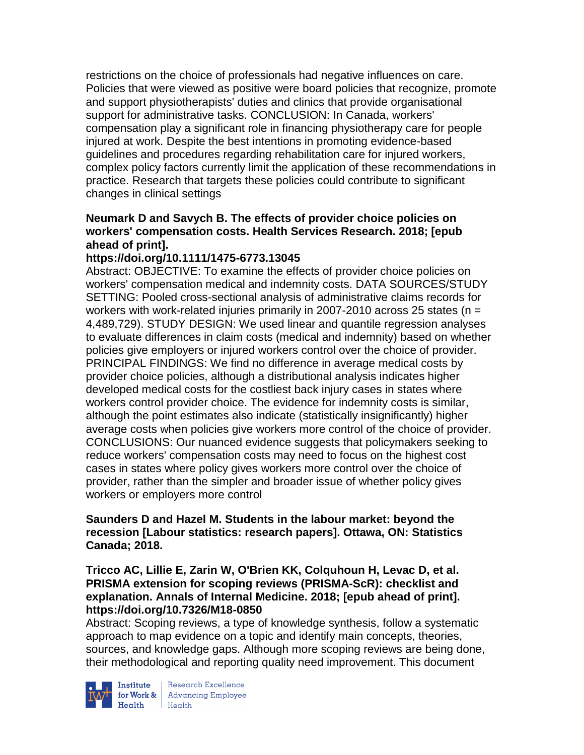restrictions on the choice of professionals had negative influences on care. Policies that were viewed as positive were board policies that recognize, promote and support physiotherapists' duties and clinics that provide organisational support for administrative tasks. CONCLUSION: In Canada, workers' compensation play a significant role in financing physiotherapy care for people injured at work. Despite the best intentions in promoting evidence-based guidelines and procedures regarding rehabilitation care for injured workers, complex policy factors currently limit the application of these recommendations in practice. Research that targets these policies could contribute to significant changes in clinical settings

**Neumark D and Savych B. The effects of provider choice policies on workers' compensation costs. Health Services Research. 2018; [epub ahead of print].**
**https://doi.org/10.1111/1475-6773.13045**
Abstract: OBJECTIVE: To examine the effects of provider choice policies on workers' compensation medical and indemnity costs. DATA SOURCES/STUDY SETTING: Pooled cross-sectional analysis of administrative claims records for workers with work-related injuries primarily in 2007-2010 across 25 states (n = 4,489,729). STUDY DESIGN: We used linear and quantile regression analyses to evaluate differences in claim costs (medical and indemnity) based on whether policies give employers or injured workers control over the choice of provider. PRINCIPAL FINDINGS: We find no difference in average medical costs by provider choice policies, although a distributional analysis indicates higher developed medical costs for the costliest back injury cases in states where workers control provider choice. The evidence for indemnity costs is similar, although the point estimates also indicate (statistically insignificantly) higher average costs when policies give workers more control of the choice of provider. CONCLUSIONS: Our nuanced evidence suggests that policymakers seeking to reduce workers' compensation costs may need to focus on the highest cost cases in states where policy gives workers more control over the choice of provider, rather than the simpler and broader issue of whether policy gives workers or employers more control

**Saunders D and Hazel M. Students in the labour market: beyond the recession [Labour statistics: research papers]. Ottawa, ON: Statistics Canada; 2018.**

**Tricco AC, Lillie E, Zarin W, O'Brien KK, Colquhoun H, Levac D, et al. PRISMA extension for scoping reviews (PRISMA-ScR): checklist and explanation. Annals of Internal Medicine. 2018; [epub ahead of print].**
**https://doi.org/10.7326/M18-0850**
Abstract: Scoping reviews, a type of knowledge synthesis, follow a systematic approach to map evidence on a topic and identify main concepts, theories, sources, and knowledge gaps. Although more scoping reviews are being done, their methodological and reporting quality need improvement. This document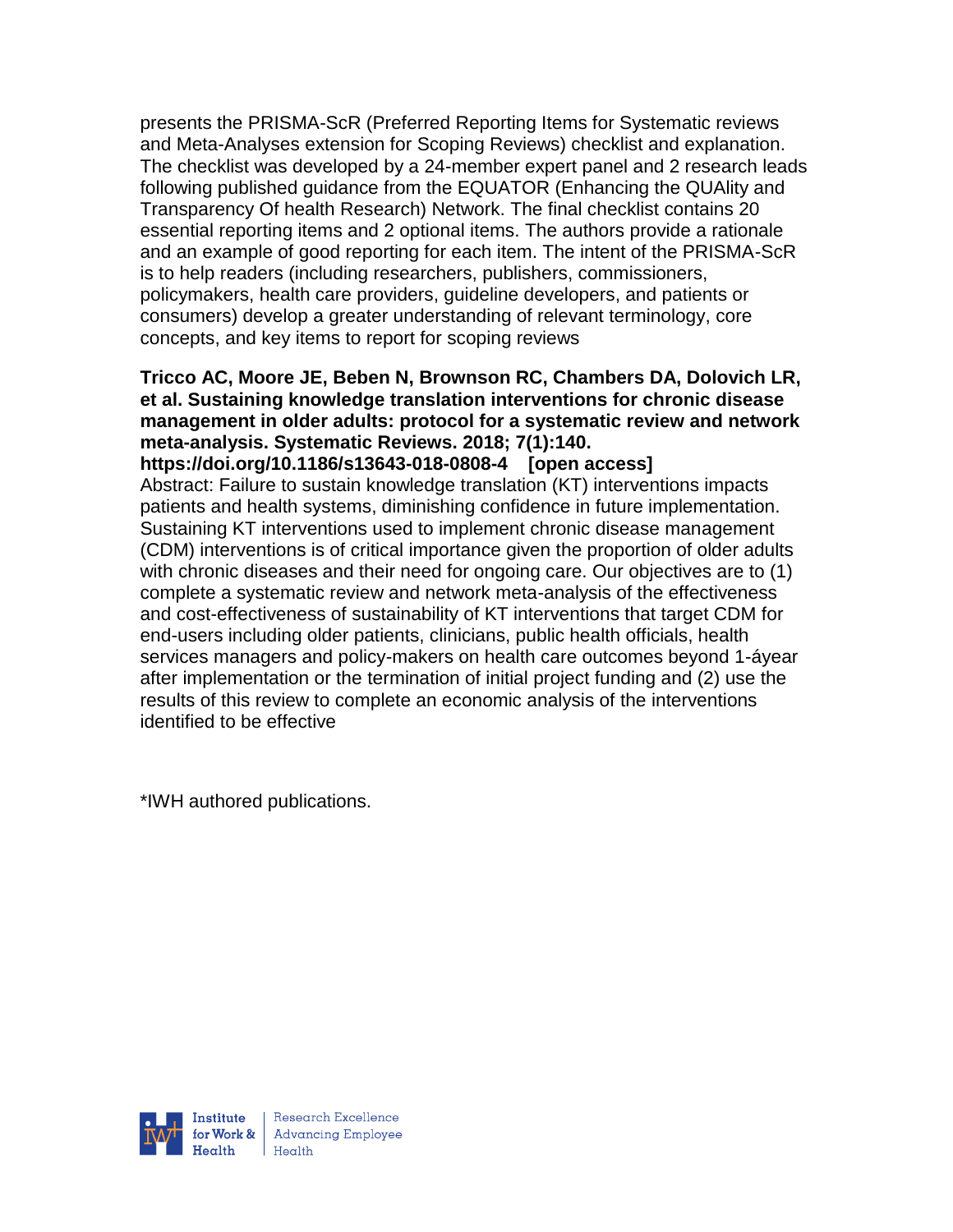presents the PRISMA-ScR (Preferred Reporting Items for Systematic reviews and Meta-Analyses extension for Scoping Reviews) checklist and explanation. The checklist was developed by a 24-member expert panel and 2 research leads following published guidance from the EQUATOR (Enhancing the QUAlity and Transparency Of health Research) Network. The final checklist contains 20 essential reporting items and 2 optional items. The authors provide a rationale and an example of good reporting for each item. The intent of the PRISMA-ScR is to help readers (including researchers, publishers, commissioners, policymakers, health care providers, guideline developers, and patients or consumers) develop a greater understanding of relevant terminology, core concepts, and key items to report for scoping reviews

**Tricco AC, Moore JE, Beben N, Brownson RC, Chambers DA, Dolovich LR, et al. Sustaining knowledge translation interventions for chronic disease management in older adults: protocol for a systematic review and network meta-analysis. Systematic Reviews. 2018; 7(1):140. https://doi.org/10.1186/s13643-018-0808-4 [open access]**
Abstract: Failure to sustain knowledge translation (KT) interventions impacts patients and health systems, diminishing confidence in future implementation. Sustaining KT interventions used to implement chronic disease management (CDM) interventions is of critical importance given the proportion of older adults with chronic diseases and their need for ongoing care. Our objectives are to (1) complete a systematic review and network meta-analysis of the effectiveness and cost-effectiveness of sustainability of KT interventions that target CDM for end-users including older patients, clinicians, public health officials, health services managers and policy-makers on health care outcomes beyond 1-áyear after implementation or the termination of initial project funding and (2) use the results of this review to complete an economic analysis of the interventions identified to be effective

*IWH authored publications.